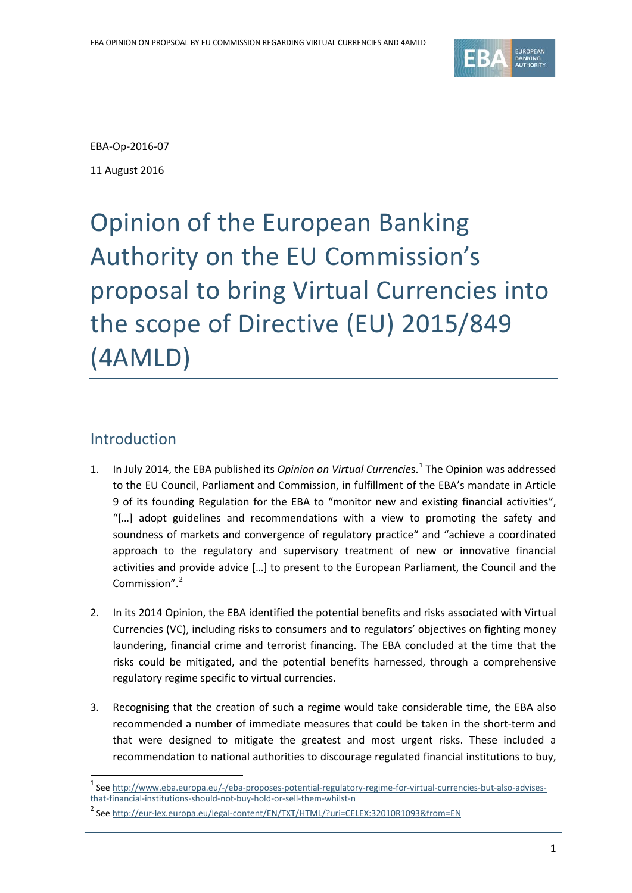EBA-Op-2016-07

11 August 2016

# Opinion of the European Banking Authority on the EU Commission's proposal to bring Virtual Currencies into the scope of Directive (EU) 2015/849 (4AMLD)

## Introduction

1. In July 2014, the EBA published its *Opinion on Virtual Currencies*.[1] The Opinion was addressed to the EU Council, Parliament and Commission, in fulfillment of the EBA's mandate in Article 9 of its founding Regulation for the EBA to "monitor new and existing financial activities", "[…] adopt guidelines and recommendations with a view to promoting the safety and soundness of markets and convergence of regulatory practice" and "achieve a coordinated approach to the regulatory and supervisory treatment of new or innovative financial activities and provide advice […] to present to the European Parliament, the Council and the Commission".[2]

2. In its 2014 Opinion, the EBA identified the potential benefits and risks associated with Virtual Currencies (VC), including risks to consumers and to regulators' objectives on fighting money laundering, financial crime and terrorist financing. The EBA concluded at the time that the risks could be mitigated, and the potential benefits harnessed, through a comprehensive regulatory regime specific to virtual currencies.

3. Recognising that the creation of such a regime would take considerable time, the EBA also recommended a number of immediate measures that could be taken in the short-term and that were designed to mitigate the greatest and most urgent risks. These included a recommendation to national authorities to discourage regulated financial institutions to buy,

[1] See http://www.eba.europa.eu/-/eba-proposes-potential-regulatory-regime-for-virtual-currencies-but-also-advises-that-financial-institutions-should-not-buy-hold-or-sell-them-whilst-n

[2] See http://eur-lex.europa.eu/legal-content/EN/TXT/HTML/?uri=CELEX:32010R1093&from=EN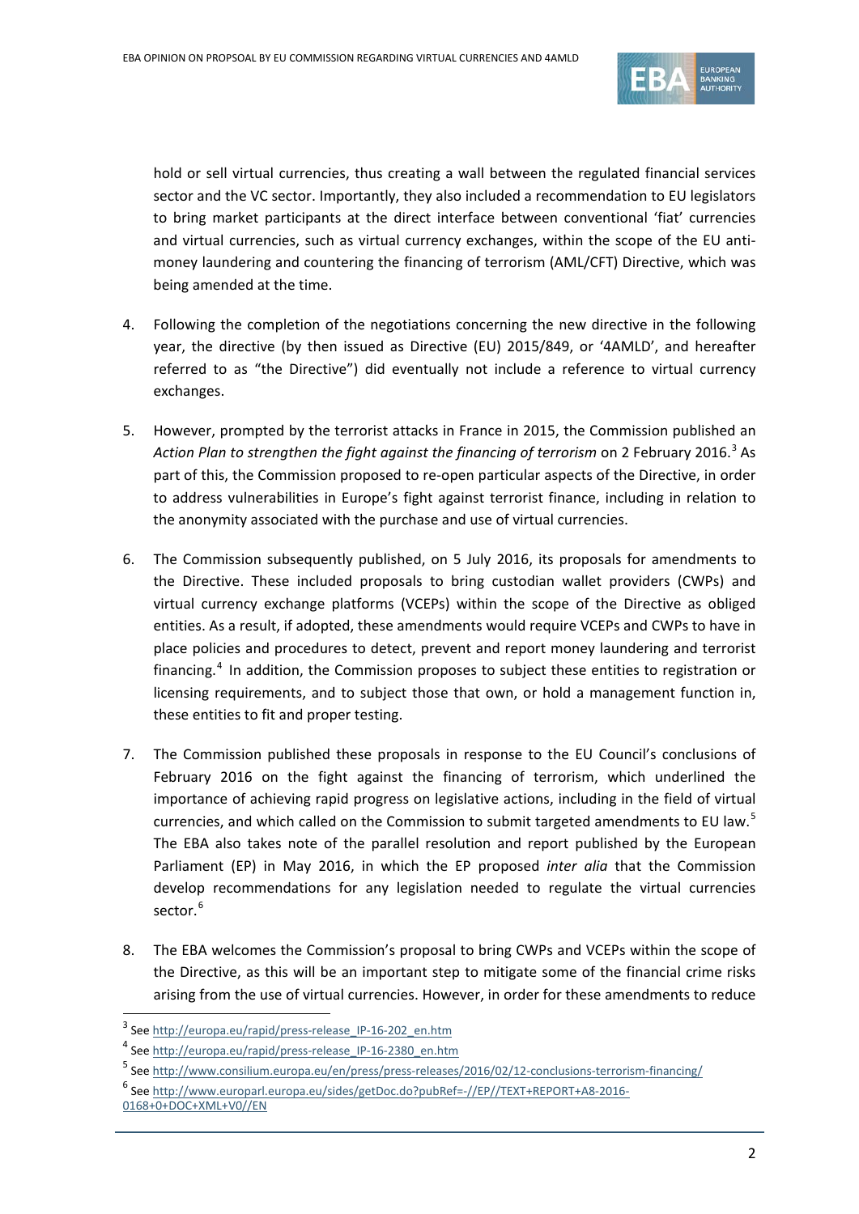hold or sell virtual currencies, thus creating a wall between the regulated financial services sector and the VC sector. Importantly, they also included a recommendation to EU legislators to bring market participants at the direct interface between conventional 'fiat' currencies and virtual currencies, such as virtual currency exchanges, within the scope of the EU anti-money laundering and countering the financing of terrorism (AML/CFT) Directive, which was being amended at the time.

4. Following the completion of the negotiations concerning the new directive in the following year, the directive (by then issued as Directive (EU) 2015/849, or '4AMLD', and hereafter referred to as "the Directive") did eventually not include a reference to virtual currency exchanges.

5. However, prompted by the terrorist attacks in France in 2015, the Commission published an *Action Plan to strengthen the fight against the financing of terrorism* on 2 February 2016.[3] As part of this, the Commission proposed to re-open particular aspects of the Directive, in order to address vulnerabilities in Europe's fight against terrorist finance, including in relation to the anonymity associated with the purchase and use of virtual currencies.

6. The Commission subsequently published, on 5 July 2016, its proposals for amendments to the Directive. These included proposals to bring custodian wallet providers (CWPs) and virtual currency exchange platforms (VCEPs) within the scope of the Directive as obliged entities. As a result, if adopted, these amendments would require VCEPs and CWPs to have in place policies and procedures to detect, prevent and report money laundering and terrorist financing.[4] In addition, the Commission proposes to subject these entities to registration or licensing requirements, and to subject those that own, or hold a management function in, these entities to fit and proper testing.

7. The Commission published these proposals in response to the EU Council's conclusions of February 2016 on the fight against the financing of terrorism, which underlined the importance of achieving rapid progress on legislative actions, including in the field of virtual currencies, and which called on the Commission to submit targeted amendments to EU law.[5] The EBA also takes note of the parallel resolution and report published by the European Parliament (EP) in May 2016, in which the EP proposed *inter alia* that the Commission develop recommendations for any legislation needed to regulate the virtual currencies sector.[6]

8. The EBA welcomes the Commission's proposal to bring CWPs and VCEPs within the scope of the Directive, as this will be an important step to mitigate some of the financial crime risks arising from the use of virtual currencies. However, in order for these amendments to reduce

---

[3] See http://europa.eu/rapid/press-release_IP-16-202_en.htm

[4] See http://europa.eu/rapid/press-release_IP-16-2380_en.htm

[5] See http://www.consilium.europa.eu/en/press/press-releases/2016/02/12-conclusions-terrorism-financing/

[6] See http://www.europarl.europa.eu/sides/getDoc.do?pubRef=-//EP//TEXT+REPORT+A8-2016-0168+0+DOC+XML+V0//EN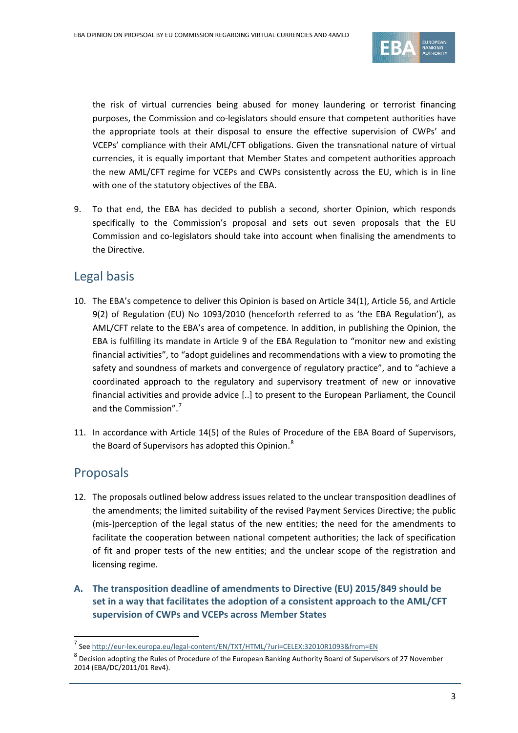the risk of virtual currencies being abused for money laundering or terrorist financing purposes, the Commission and co-legislators should ensure that competent authorities have the appropriate tools at their disposal to ensure the effective supervision of CWPs' and VCEPs' compliance with their AML/CFT obligations. Given the transnational nature of virtual currencies, it is equally important that Member States and competent authorities approach the new AML/CFT regime for VCEPs and CWPs consistently across the EU, which is in line with one of the statutory objectives of the EBA.

9. To that end, the EBA has decided to publish a second, shorter Opinion, which responds specifically to the Commission's proposal and sets out seven proposals that the EU Commission and co-legislators should take into account when finalising the amendments to the Directive.

## Legal basis

10. The EBA's competence to deliver this Opinion is based on Article 34(1), Article 56, and Article 9(2) of Regulation (EU) No 1093/2010 (henceforth referred to as 'the EBA Regulation'), as AML/CFT relate to the EBA's area of competence. In addition, in publishing the Opinion, the EBA is fulfilling its mandate in Article 9 of the EBA Regulation to "monitor new and existing financial activities", to "adopt guidelines and recommendations with a view to promoting the safety and soundness of markets and convergence of regulatory practice", and to "achieve a coordinated approach to the regulatory and supervisory treatment of new or innovative financial activities and provide advice [..] to present to the European Parliament, the Council and the Commission".[7]

11. In accordance with Article 14(5) of the Rules of Procedure of the EBA Board of Supervisors, the Board of Supervisors has adopted this Opinion.[8]

## Proposals

12. The proposals outlined below address issues related to the unclear transposition deadlines of the amendments; the limited suitability of the revised Payment Services Directive; the public (mis-)perception of the legal status of the new entities; the need for the amendments to facilitate the cooperation between national competent authorities; the lack of specification of fit and proper tests of the new entities; and the unclear scope of the registration and licensing regime.

### A. The transposition deadline of amendments to Directive (EU) 2015/849 should be set in a way that facilitates the adoption of a consistent approach to the AML/CFT supervision of CWPs and VCEPs across Member States

---

[7] See http://eur-lex.europa.eu/legal-content/EN/TXT/HTML/?uri=CELEX:32010R1093&from=EN

[8] Decision adopting the Rules of Procedure of the European Banking Authority Board of Supervisors of 27 November 2014 (EBA/DC/2011/01 Rev4).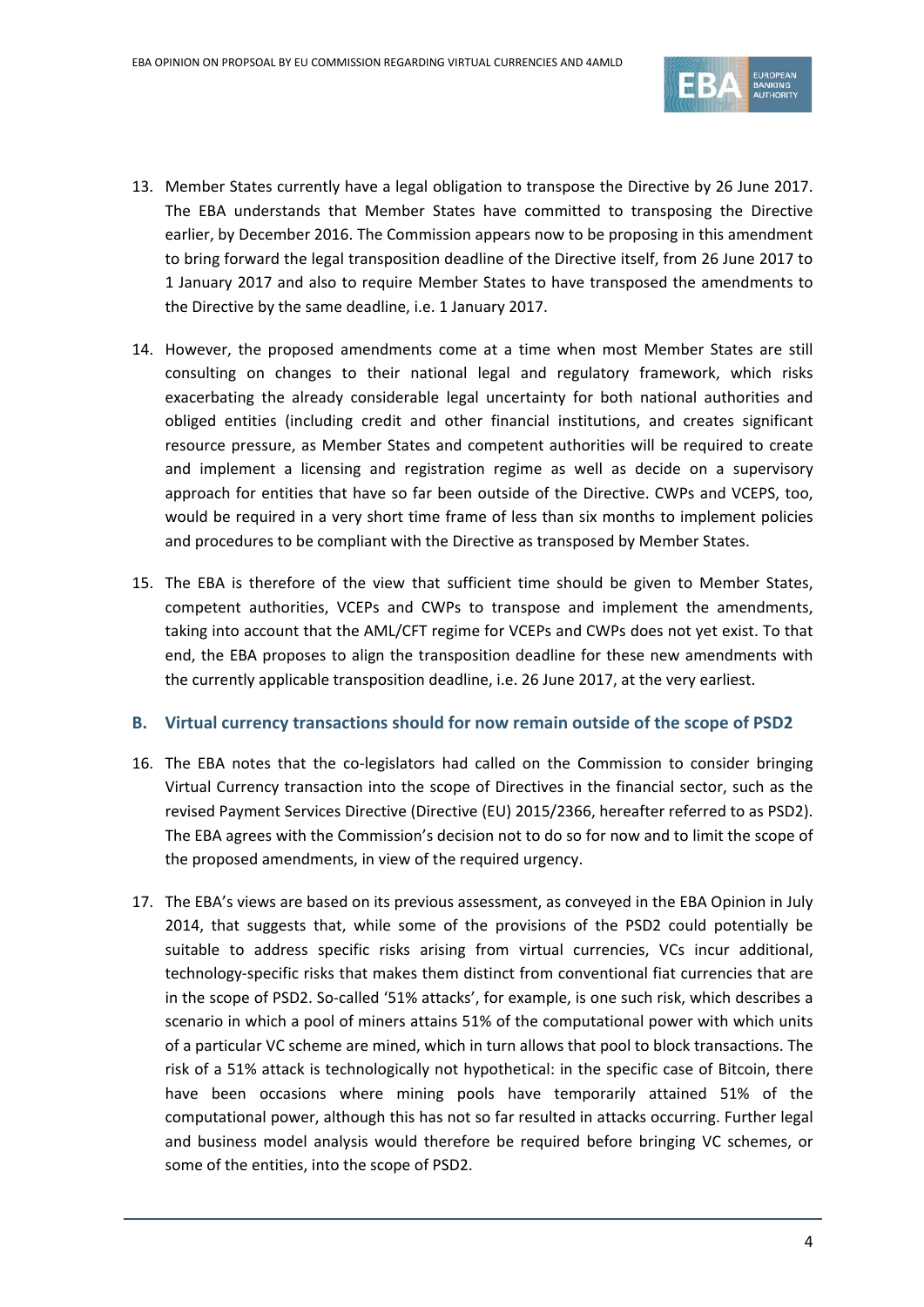13. Member States currently have a legal obligation to transpose the Directive by 26 June 2017. The EBA understands that Member States have committed to transposing the Directive earlier, by December 2016. The Commission appears now to be proposing in this amendment to bring forward the legal transposition deadline of the Directive itself, from 26 June 2017 to 1 January 2017 and also to require Member States to have transposed the amendments to the Directive by the same deadline, i.e. 1 January 2017.

14. However, the proposed amendments come at a time when most Member States are still consulting on changes to their national legal and regulatory framework, which risks exacerbating the already considerable legal uncertainty for both national authorities and obliged entities (including credit and other financial institutions, and creates significant resource pressure, as Member States and competent authorities will be required to create and implement a licensing and registration regime as well as decide on a supervisory approach for entities that have so far been outside of the Directive. CWPs and VCEPS, too, would be required in a very short time frame of less than six months to implement policies and procedures to be compliant with the Directive as transposed by Member States.

15. The EBA is therefore of the view that sufficient time should be given to Member States, competent authorities, VCEPs and CWPs to transpose and implement the amendments, taking into account that the AML/CFT regime for VCEPs and CWPs does not yet exist. To that end, the EBA proposes to align the transposition deadline for these new amendments with the currently applicable transposition deadline, i.e. 26 June 2017, at the very earliest.

### B. Virtual currency transactions should for now remain outside of the scope of PSD2

16. The EBA notes that the co-legislators had called on the Commission to consider bringing Virtual Currency transaction into the scope of Directives in the financial sector, such as the revised Payment Services Directive (Directive (EU) 2015/2366, hereafter referred to as PSD2). The EBA agrees with the Commission's decision not to do so for now and to limit the scope of the proposed amendments, in view of the required urgency.

17. The EBA's views are based on its previous assessment, as conveyed in the EBA Opinion in July 2014, that suggests that, while some of the provisions of the PSD2 could potentially be suitable to address specific risks arising from virtual currencies, VCs incur additional, technology-specific risks that makes them distinct from conventional fiat currencies that are in the scope of PSD2. So-called '51% attacks', for example, is one such risk, which describes a scenario in which a pool of miners attains 51% of the computational power with which units of a particular VC scheme are mined, which in turn allows that pool to block transactions. The risk of a 51% attack is technologically not hypothetical: in the specific case of Bitcoin, there have been occasions where mining pools have temporarily attained 51% of the computational power, although this has not so far resulted in attacks occurring. Further legal and business model analysis would therefore be required before bringing VC schemes, or some of the entities, into the scope of PSD2.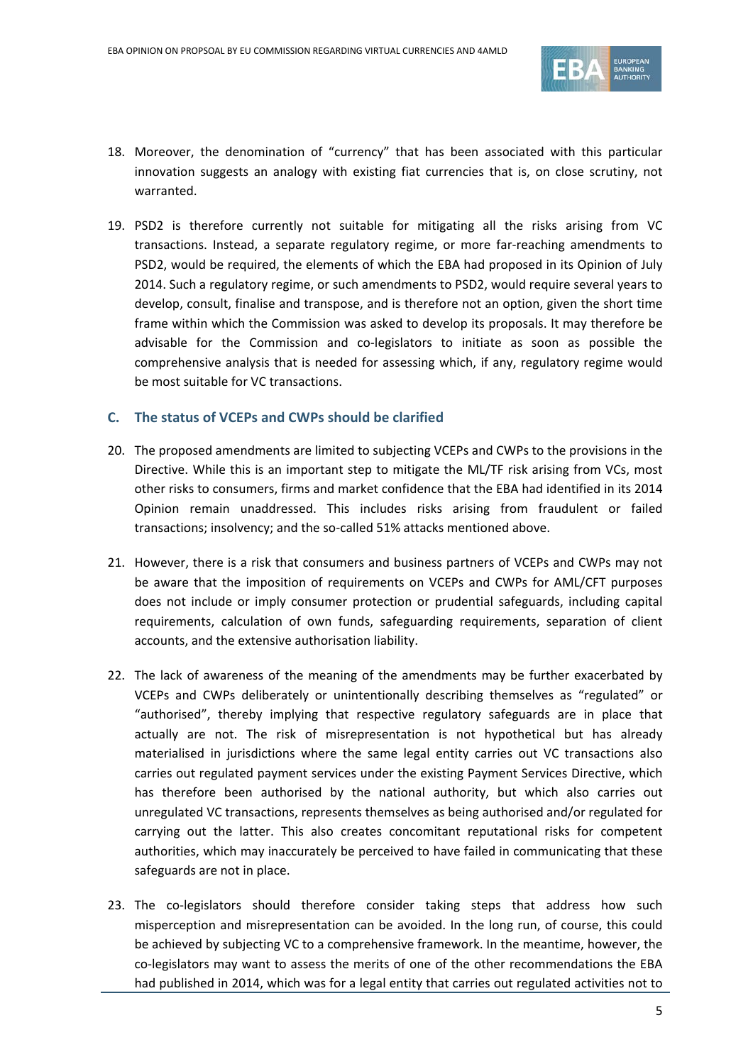18. Moreover, the denomination of "currency" that has been associated with this particular innovation suggests an analogy with existing fiat currencies that is, on close scrutiny, not warranted.

19. PSD2 is therefore currently not suitable for mitigating all the risks arising from VC transactions. Instead, a separate regulatory regime, or more far-reaching amendments to PSD2, would be required, the elements of which the EBA had proposed in its Opinion of July 2014. Such a regulatory regime, or such amendments to PSD2, would require several years to develop, consult, finalise and transpose, and is therefore not an option, given the short time frame within which the Commission was asked to develop its proposals. It may therefore be advisable for the Commission and co-legislators to initiate as soon as possible the comprehensive analysis that is needed for assessing which, if any, regulatory regime would be most suitable for VC transactions.

### C. The status of VCEPs and CWPs should be clarified

20. The proposed amendments are limited to subjecting VCEPs and CWPs to the provisions in the Directive. While this is an important step to mitigate the ML/TF risk arising from VCs, most other risks to consumers, firms and market confidence that the EBA had identified in its 2014 Opinion remain unaddressed. This includes risks arising from fraudulent or failed transactions; insolvency; and the so-called 51% attacks mentioned above.

21. However, there is a risk that consumers and business partners of VCEPs and CWPs may not be aware that the imposition of requirements on VCEPs and CWPs for AML/CFT purposes does not include or imply consumer protection or prudential safeguards, including capital requirements, calculation of own funds, safeguarding requirements, separation of client accounts, and the extensive authorisation liability.

22. The lack of awareness of the meaning of the amendments may be further exacerbated by VCEPs and CWPs deliberately or unintentionally describing themselves as "regulated" or "authorised", thereby implying that respective regulatory safeguards are in place that actually are not. The risk of misrepresentation is not hypothetical but has already materialised in jurisdictions where the same legal entity carries out VC transactions also carries out regulated payment services under the existing Payment Services Directive, which has therefore been authorised by the national authority, but which also carries out unregulated VC transactions, represents themselves as being authorised and/or regulated for carrying out the latter. This also creates concomitant reputational risks for competent authorities, which may inaccurately be perceived to have failed in communicating that these safeguards are not in place.

23. The co-legislators should therefore consider taking steps that address how such misperception and misrepresentation can be avoided. In the long run, of course, this could be achieved by subjecting VC to a comprehensive framework. In the meantime, however, the co-legislators may want to assess the merits of one of the other recommendations the EBA had published in 2014, which was for a legal entity that carries out regulated activities not to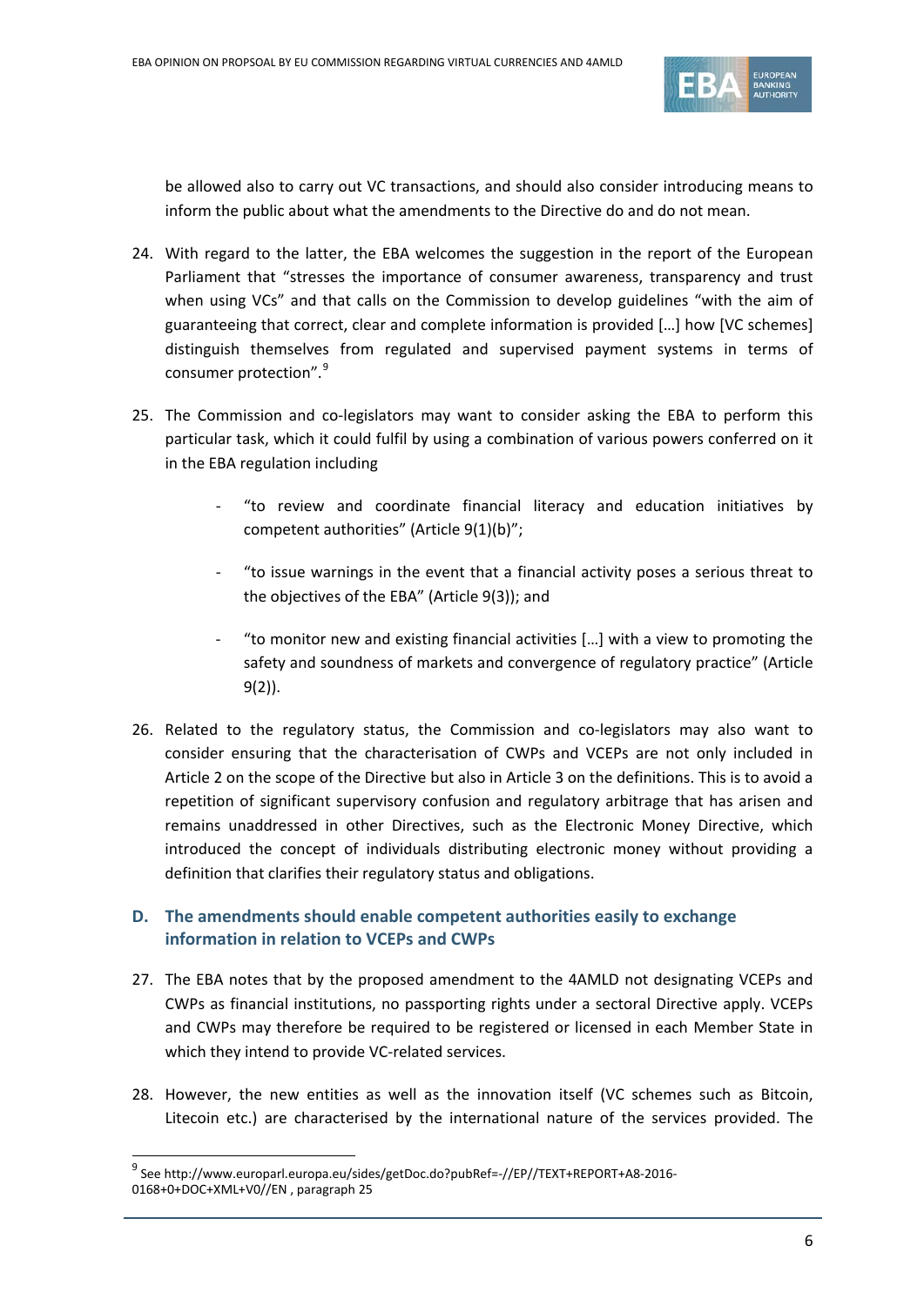be allowed also to carry out VC transactions, and should also consider introducing means to inform the public about what the amendments to the Directive do and do not mean.

24. With regard to the latter, the EBA welcomes the suggestion in the report of the European Parliament that "stresses the importance of consumer awareness, transparency and trust when using VCs" and that calls on the Commission to develop guidelines "with the aim of guaranteeing that correct, clear and complete information is provided […] how [VC schemes] distinguish themselves from regulated and supervised payment systems in terms of consumer protection".[9]

25. The Commission and co-legislators may want to consider asking the EBA to perform this particular task, which it could fulfil by using a combination of various powers conferred on it in the EBA regulation including

    - "to review and coordinate financial literacy and education initiatives by competent authorities" (Article 9(1)(b)";
    - "to issue warnings in the event that a financial activity poses a serious threat to the objectives of the EBA" (Article 9(3)); and
    - "to monitor new and existing financial activities […] with a view to promoting the safety and soundness of markets and convergence of regulatory practice" (Article 9(2)).

26. Related to the regulatory status, the Commission and co-legislators may also want to consider ensuring that the characterisation of CWPs and VCEPs are not only included in Article 2 on the scope of the Directive but also in Article 3 on the definitions. This is to avoid a repetition of significant supervisory confusion and regulatory arbitrage that has arisen and remains unaddressed in other Directives, such as the Electronic Money Directive, which introduced the concept of individuals distributing electronic money without providing a definition that clarifies their regulatory status and obligations.

## D. The amendments should enable competent authorities easily to exchange information in relation to VCEPs and CWPs

27. The EBA notes that by the proposed amendment to the 4AMLD not designating VCEPs and CWPs as financial institutions, no passporting rights under a sectoral Directive apply. VCEPs and CWPs may therefore be required to be registered or licensed in each Member State in which they intend to provide VC-related services.

28. However, the new entities as well as the innovation itself (VC schemes such as Bitcoin, Litecoin etc.) are characterised by the international nature of the services provided. The

---

[9] See http://www.europarl.europa.eu/sides/getDoc.do?pubRef=-//EP//TEXT+REPORT+A8-2016-0168+0+DOC+XML+V0//EN , paragraph 25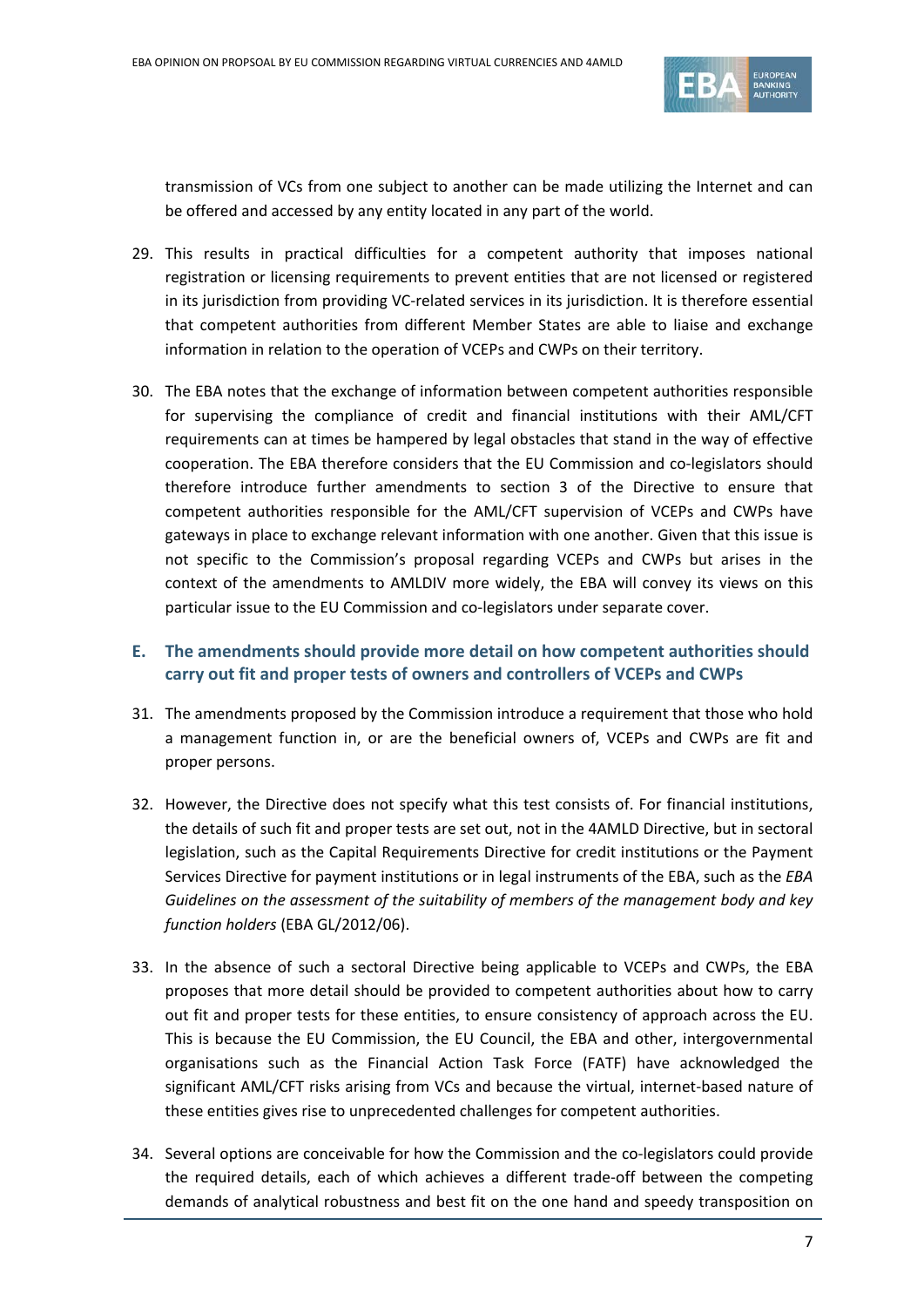transmission of VCs from one subject to another can be made utilizing the Internet and can be offered and accessed by any entity located in any part of the world.

29. This results in practical difficulties for a competent authority that imposes national registration or licensing requirements to prevent entities that are not licensed or registered in its jurisdiction from providing VC-related services in its jurisdiction. It is therefore essential that competent authorities from different Member States are able to liaise and exchange information in relation to the operation of VCEPs and CWPs on their territory.

30. The EBA notes that the exchange of information between competent authorities responsible for supervising the compliance of credit and financial institutions with their AML/CFT requirements can at times be hampered by legal obstacles that stand in the way of effective cooperation. The EBA therefore considers that the EU Commission and co-legislators should therefore introduce further amendments to section 3 of the Directive to ensure that competent authorities responsible for the AML/CFT supervision of VCEPs and CWPs have gateways in place to exchange relevant information with one another. Given that this issue is not specific to the Commission's proposal regarding VCEPs and CWPs but arises in the context of the amendments to AMLDIV more widely, the EBA will convey its views on this particular issue to the EU Commission and co-legislators under separate cover.

## E. The amendments should provide more detail on how competent authorities should carry out fit and proper tests of owners and controllers of VCEPs and CWPs

31. The amendments proposed by the Commission introduce a requirement that those who hold a management function in, or are the beneficial owners of, VCEPs and CWPs are fit and proper persons.

32. However, the Directive does not specify what this test consists of. For financial institutions, the details of such fit and proper tests are set out, not in the 4AMLD Directive, but in sectoral legislation, such as the Capital Requirements Directive for credit institutions or the Payment Services Directive for payment institutions or in legal instruments of the EBA, such as the *EBA Guidelines on the assessment of the suitability of members of the management body and key function holders* (EBA GL/2012/06).

33. In the absence of such a sectoral Directive being applicable to VCEPs and CWPs, the EBA proposes that more detail should be provided to competent authorities about how to carry out fit and proper tests for these entities, to ensure consistency of approach across the EU. This is because the EU Commission, the EU Council, the EBA and other, intergovernmental organisations such as the Financial Action Task Force (FATF) have acknowledged the significant AML/CFT risks arising from VCs and because the virtual, internet-based nature of these entities gives rise to unprecedented challenges for competent authorities.

34. Several options are conceivable for how the Commission and the co-legislators could provide the required details, each of which achieves a different trade-off between the competing demands of analytical robustness and best fit on the one hand and speedy transposition on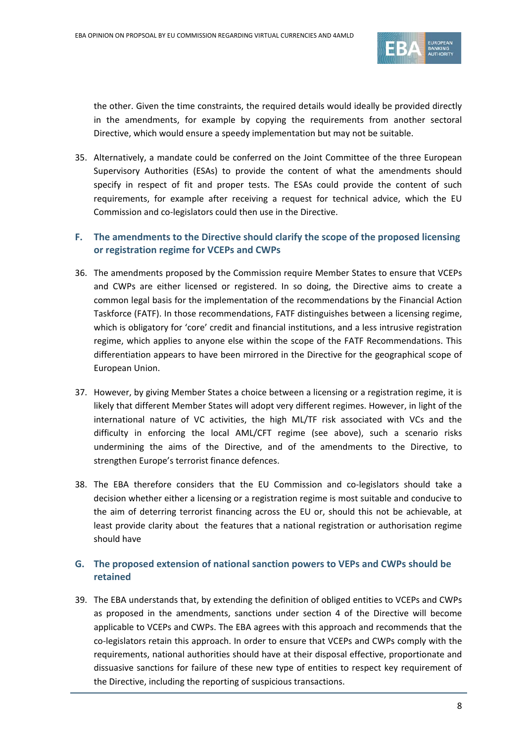the other. Given the time constraints, the required details would ideally be provided directly in the amendments, for example by copying the requirements from another sectoral Directive, which would ensure a speedy implementation but may not be suitable.

35. Alternatively, a mandate could be conferred on the Joint Committee of the three European Supervisory Authorities (ESAs) to provide the content of what the amendments should specify in respect of fit and proper tests. The ESAs could provide the content of such requirements, for example after receiving a request for technical advice, which the EU Commission and co-legislators could then use in the Directive.

## F. The amendments to the Directive should clarify the scope of the proposed licensing or registration regime for VCEPs and CWPs

36. The amendments proposed by the Commission require Member States to ensure that VCEPs and CWPs are either licensed or registered. In so doing, the Directive aims to create a common legal basis for the implementation of the recommendations by the Financial Action Taskforce (FATF). In those recommendations, FATF distinguishes between a licensing regime, which is obligatory for 'core' credit and financial institutions, and a less intrusive registration regime, which applies to anyone else within the scope of the FATF Recommendations. This differentiation appears to have been mirrored in the Directive for the geographical scope of European Union.

37. However, by giving Member States a choice between a licensing or a registration regime, it is likely that different Member States will adopt very different regimes. However, in light of the international nature of VC activities, the high ML/TF risk associated with VCs and the difficulty in enforcing the local AML/CFT regime (see above), such a scenario risks undermining the aims of the Directive, and of the amendments to the Directive, to strengthen Europe's terrorist finance defences.

38. The EBA therefore considers that the EU Commission and co-legislators should take a decision whether either a licensing or a registration regime is most suitable and conducive to the aim of deterring terrorist financing across the EU or, should this not be achievable, at least provide clarity about the features that a national registration or authorisation regime should have

## G. The proposed extension of national sanction powers to VEPs and CWPs should be retained

39. The EBA understands that, by extending the definition of obliged entities to VCEPs and CWPs as proposed in the amendments, sanctions under section 4 of the Directive will become applicable to VCEPs and CWPs. The EBA agrees with this approach and recommends that the co-legislators retain this approach. In order to ensure that VCEPs and CWPs comply with the requirements, national authorities should have at their disposal effective, proportionate and dissuasive sanctions for failure of these new type of entities to respect key requirement of the Directive, including the reporting of suspicious transactions.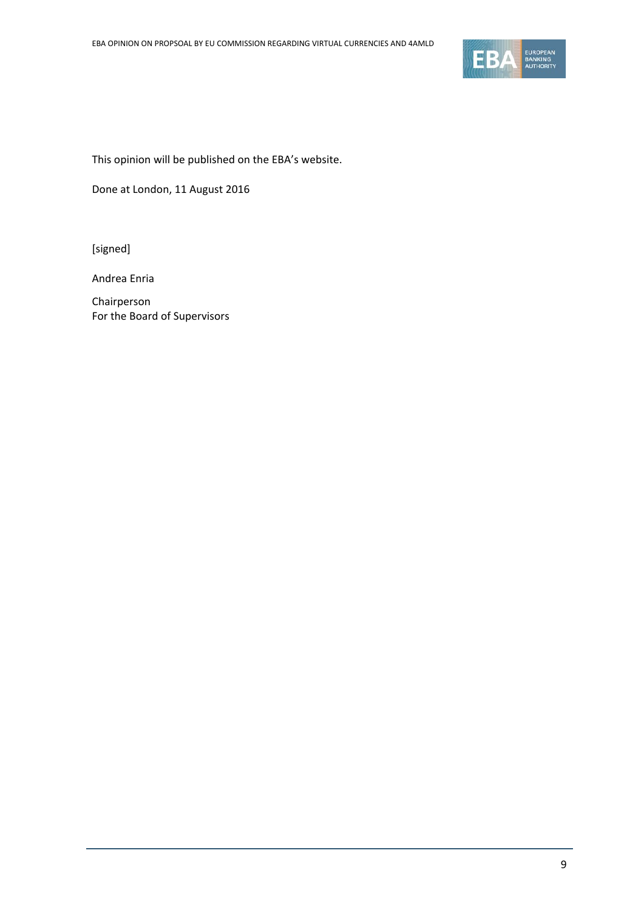This opinion will be published on the EBA's website.

Done at London, 11 August 2016

[signed]

Andrea Enria

Chairperson  
For the Board of Supervisors